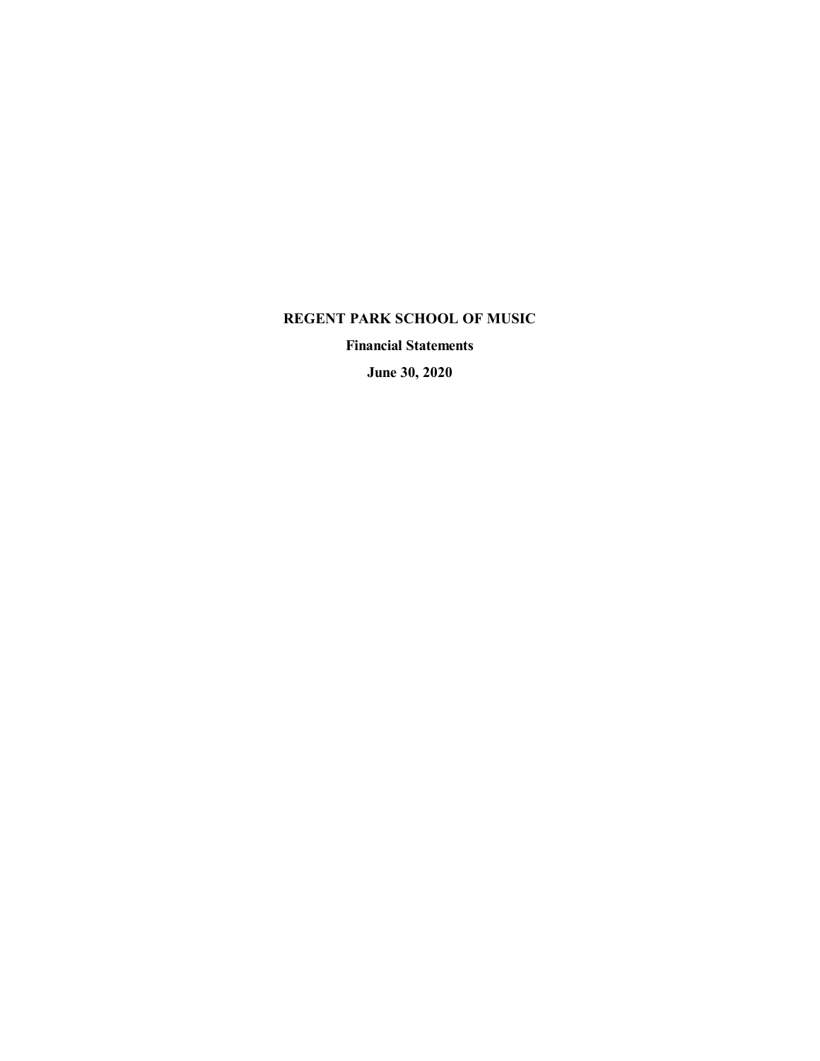# REGENT PARK SCHOOL OF MUSIC

**Financial Statements**

**June 30, 2020**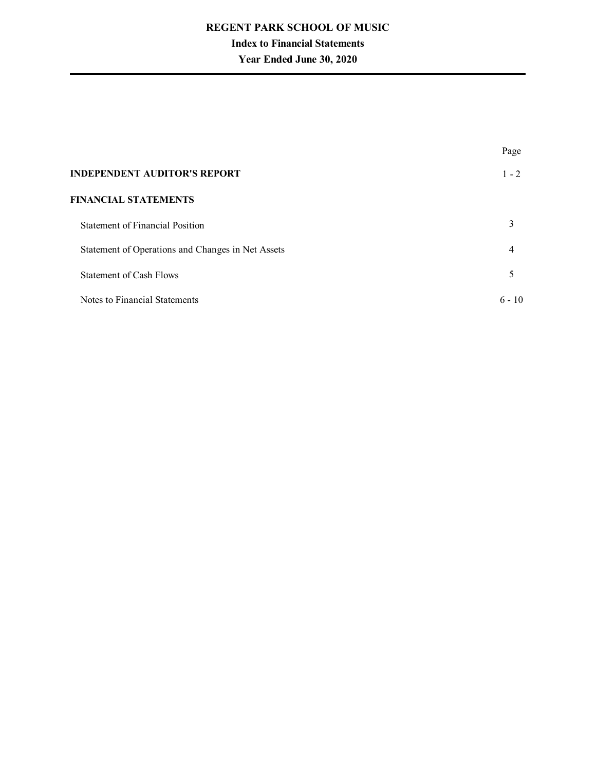# REGENT PARK SCHOOL OF MUSIC

## Index to Financial Statements

## Year Ended June 30, 2020

| | Page |
|---|---|
| **INDEPENDENT AUDITOR'S REPORT** | 1 - 2 |
| **FINANCIAL STATEMENTS** | |
| Statement of Financial Position | 3 |
| Statement of Operations and Changes in Net Assets | 4 |
| Statement of Cash Flows | 5 |
| Notes to Financial Statements | 6 - 10 |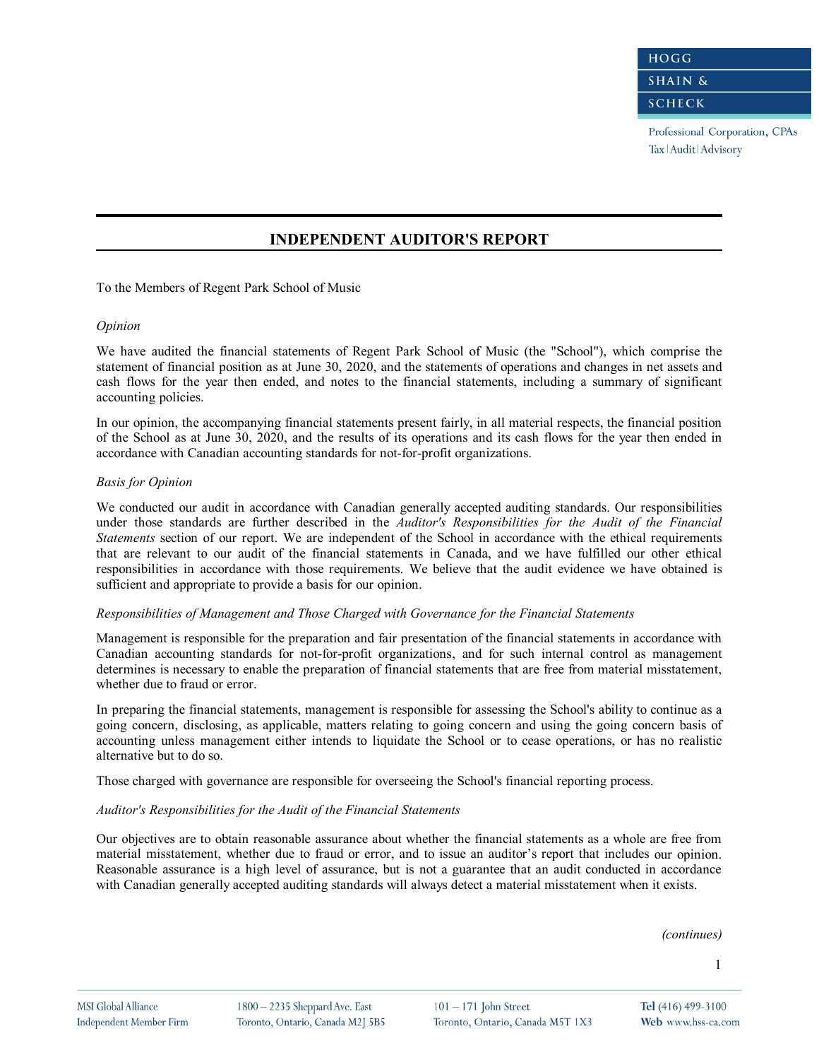HOGG
SHAIN &
SCHECK

Professional Corporation, CPAs
Tax | Audit | Advisory

## INDEPENDENT AUDITOR'S REPORT

To the Members of Regent Park School of Music

*Opinion*

We have audited the financial statements of Regent Park School of Music (the "School"), which comprise the statement of financial position as at June 30, 2020, and the statements of operations and changes in net assets and cash flows for the year then ended, and notes to the financial statements, including a summary of significant accounting policies.

In our opinion, the accompanying financial statements present fairly, in all material respects, the financial position of the School as at June 30, 2020, and the results of its operations and its cash flows for the year then ended in accordance with Canadian accounting standards for not-for-profit organizations.

*Basis for Opinion*

We conducted our audit in accordance with Canadian generally accepted auditing standards. Our responsibilities under those standards are further described in the *Auditor's Responsibilities for the Audit of the Financial Statements* section of our report. We are independent of the School in accordance with the ethical requirements that are relevant to our audit of the financial statements in Canada, and we have fulfilled our other ethical responsibilities in accordance with those requirements. We believe that the audit evidence we have obtained is sufficient and appropriate to provide a basis for our opinion.

*Responsibilities of Management and Those Charged with Governance for the Financial Statements*

Management is responsible for the preparation and fair presentation of the financial statements in accordance with Canadian accounting standards for not-for-profit organizations, and for such internal control as management determines is necessary to enable the preparation of financial statements that are free from material misstatement, whether due to fraud or error.

In preparing the financial statements, management is responsible for assessing the School's ability to continue as a going concern, disclosing, as applicable, matters relating to going concern and using the going concern basis of accounting unless management either intends to liquidate the School or to cease operations, or has no realistic alternative but to do so.

Those charged with governance are responsible for overseeing the School's financial reporting process.

*Auditor's Responsibilities for the Audit of the Financial Statements*

Our objectives are to obtain reasonable assurance about whether the financial statements as a whole are free from material misstatement, whether due to fraud or error, and to issue an auditor's report that includes our opinion. Reasonable assurance is a high level of assurance, but is not a guarantee that an audit conducted in accordance with Canadian generally accepted auditing standards will always detect a material misstatement when it exists.

*(continues)*

MSI Global Alliance
Independent Member Firm

1800 – 2235 Sheppard Ave. East
Toronto, Ontario, Canada M2J 5B5

101 – 171 John Street
Toronto, Ontario, Canada M5T 1X3

**Tel** (416) 499-3100
**Web** www.hss-ca.com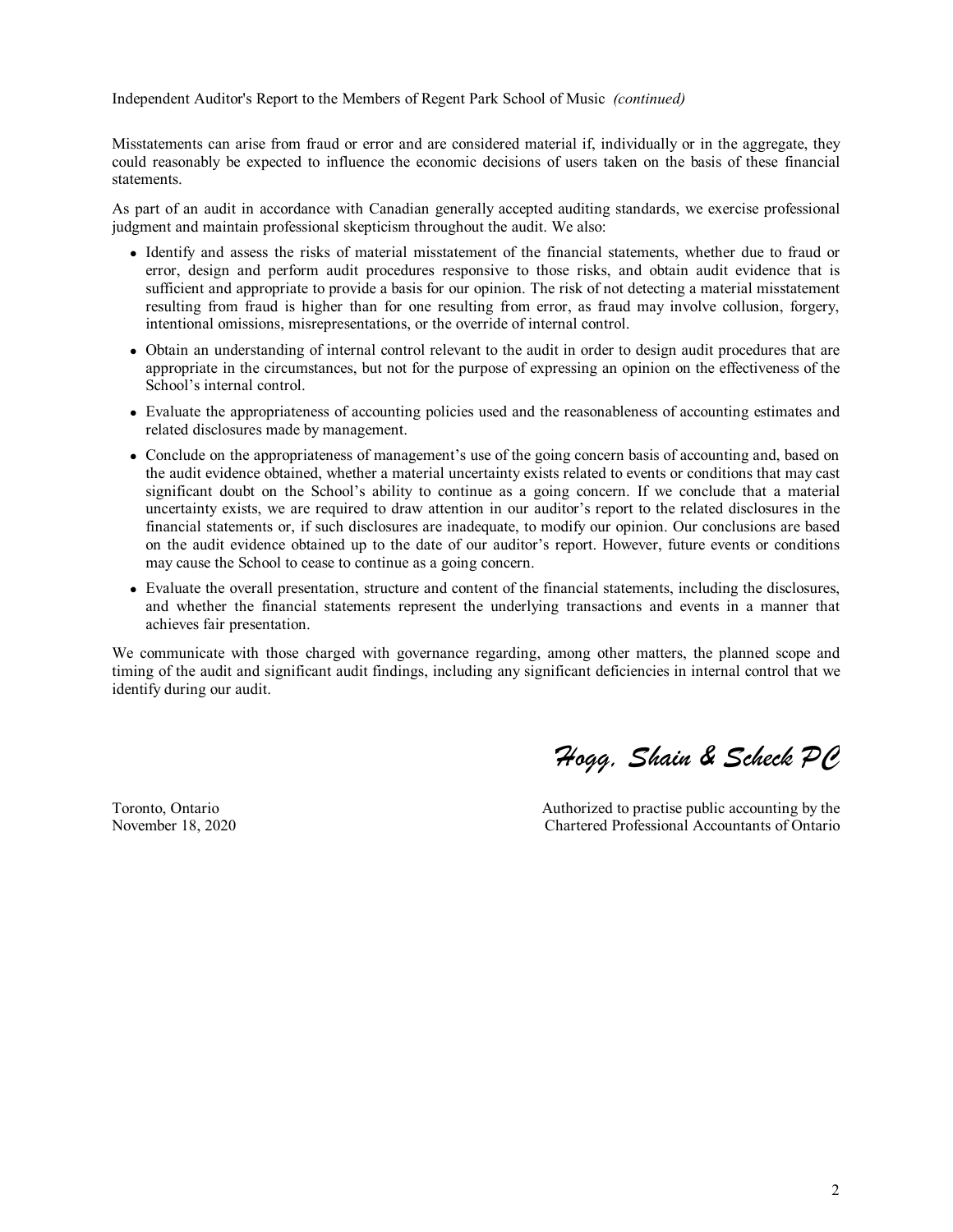Independent Auditor's Report to the Members of Regent Park School of Music *(continued)*

Misstatements can arise from fraud or error and are considered material if, individually or in the aggregate, they could reasonably be expected to influence the economic decisions of users taken on the basis of these financial statements.

As part of an audit in accordance with Canadian generally accepted auditing standards, we exercise professional judgment and maintain professional skepticism throughout the audit. We also:

- Identify and assess the risks of material misstatement of the financial statements, whether due to fraud or error, design and perform audit procedures responsive to those risks, and obtain audit evidence that is sufficient and appropriate to provide a basis for our opinion. The risk of not detecting a material misstatement resulting from fraud is higher than for one resulting from error, as fraud may involve collusion, forgery, intentional omissions, misrepresentations, or the override of internal control.
- Obtain an understanding of internal control relevant to the audit in order to design audit procedures that are appropriate in the circumstances, but not for the purpose of expressing an opinion on the effectiveness of the School's internal control.
- Evaluate the appropriateness of accounting policies used and the reasonableness of accounting estimates and related disclosures made by management.
- Conclude on the appropriateness of management's use of the going concern basis of accounting and, based on the audit evidence obtained, whether a material uncertainty exists related to events or conditions that may cast significant doubt on the School's ability to continue as a going concern. If we conclude that a material uncertainty exists, we are required to draw attention in our auditor's report to the related disclosures in the financial statements or, if such disclosures are inadequate, to modify our opinion. Our conclusions are based on the audit evidence obtained up to the date of our auditor's report. However, future events or conditions may cause the School to cease to continue as a going concern.
- Evaluate the overall presentation, structure and content of the financial statements, including the disclosures, and whether the financial statements represent the underlying transactions and events in a manner that achieves fair presentation.

We communicate with those charged with governance regarding, among other matters, the planned scope and timing of the audit and significant audit findings, including any significant deficiencies in internal control that we identify during our audit.

*Hogg, Shain & Scheck PC*

Toronto, Ontario
November 18, 2020

Authorized to practise public accounting by the
Chartered Professional Accountants of Ontario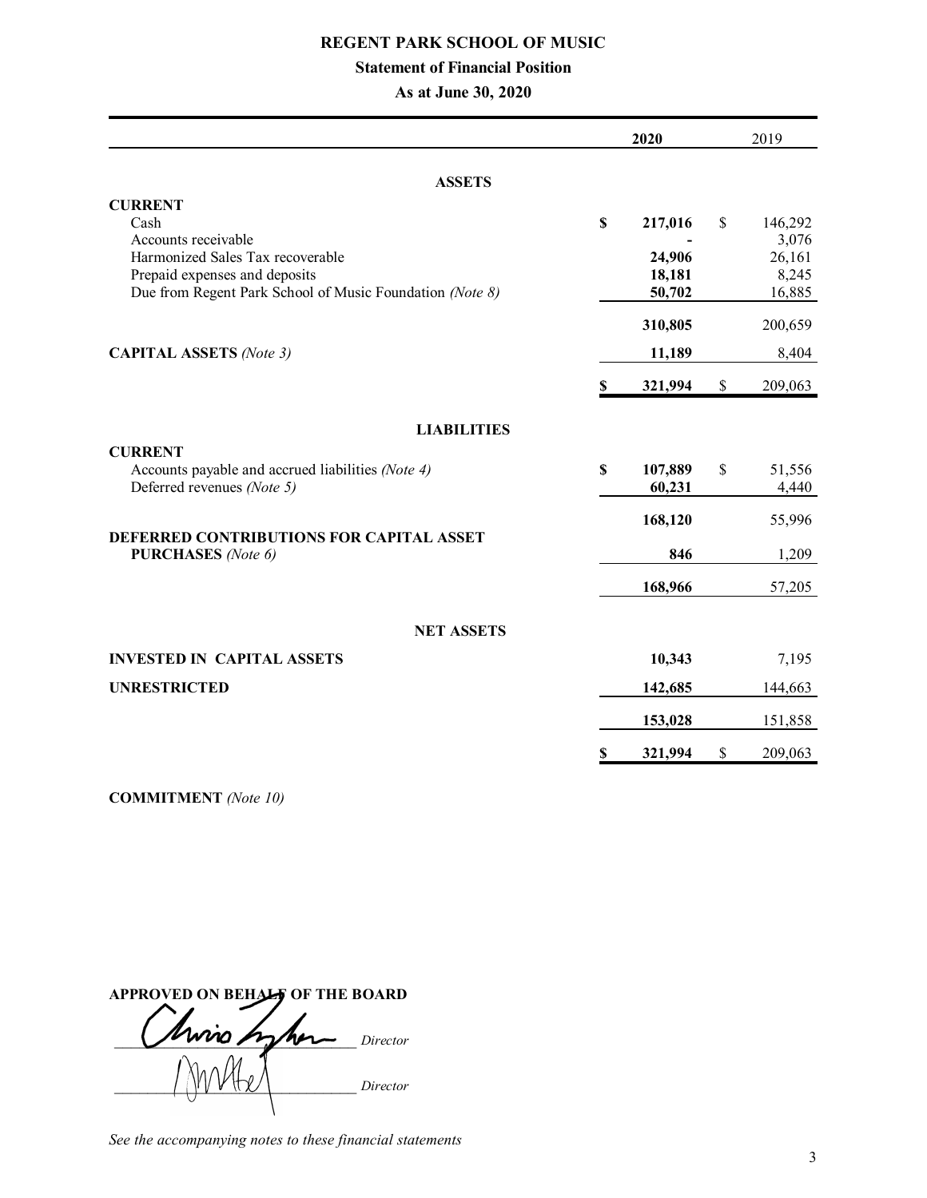# REGENT PARK SCHOOL OF MUSIC

## Statement of Financial Position

### As at June 30, 2020

| | 2020 | 2019 |
|---|---|---|
| **ASSETS** | | |
| **CURRENT** | | |
| Cash | **$ 217,016** | $ 146,292 |
| Accounts receivable | **-** | 3,076 |
| Harmonized Sales Tax recoverable | **24,906** | 26,161 |
| Prepaid expenses and deposits | **18,181** | 8,245 |
| Due from Regent Park School of Music Foundation *(Note 8)* | **50,702** | 16,885 |
| | **310,805** | 200,659 |
| **CAPITAL ASSETS** *(Note 3)* | **11,189** | 8,404 |
| | **$ 321,994** | $ 209,063 |
| **LIABILITIES** | | |
| **CURRENT** | | |
| Accounts payable and accrued liabilities *(Note 4)* | **$ 107,889** | $ 51,556 |
| Deferred revenues *(Note 5)* | **60,231** | 4,440 |
| | **168,120** | 55,996 |
| **DEFERRED CONTRIBUTIONS FOR CAPITAL ASSET PURCHASES** *(Note 6)* | **846** | 1,209 |
| | **168,966** | 57,205 |
| **NET ASSETS** | | |
| **INVESTED IN CAPITAL ASSETS** | **10,343** | 7,195 |
| **UNRESTRICTED** | **142,685** | 144,663 |
| | **153,028** | 151,858 |
| | **$ 321,994** | $ 209,063 |

**COMMITMENT** *(Note 10)*

**APPROVED ON BEHALF OF THE BOARD**

_______________________ *Director*

_______________________ *Director*

*See the accompanying notes to these financial statements*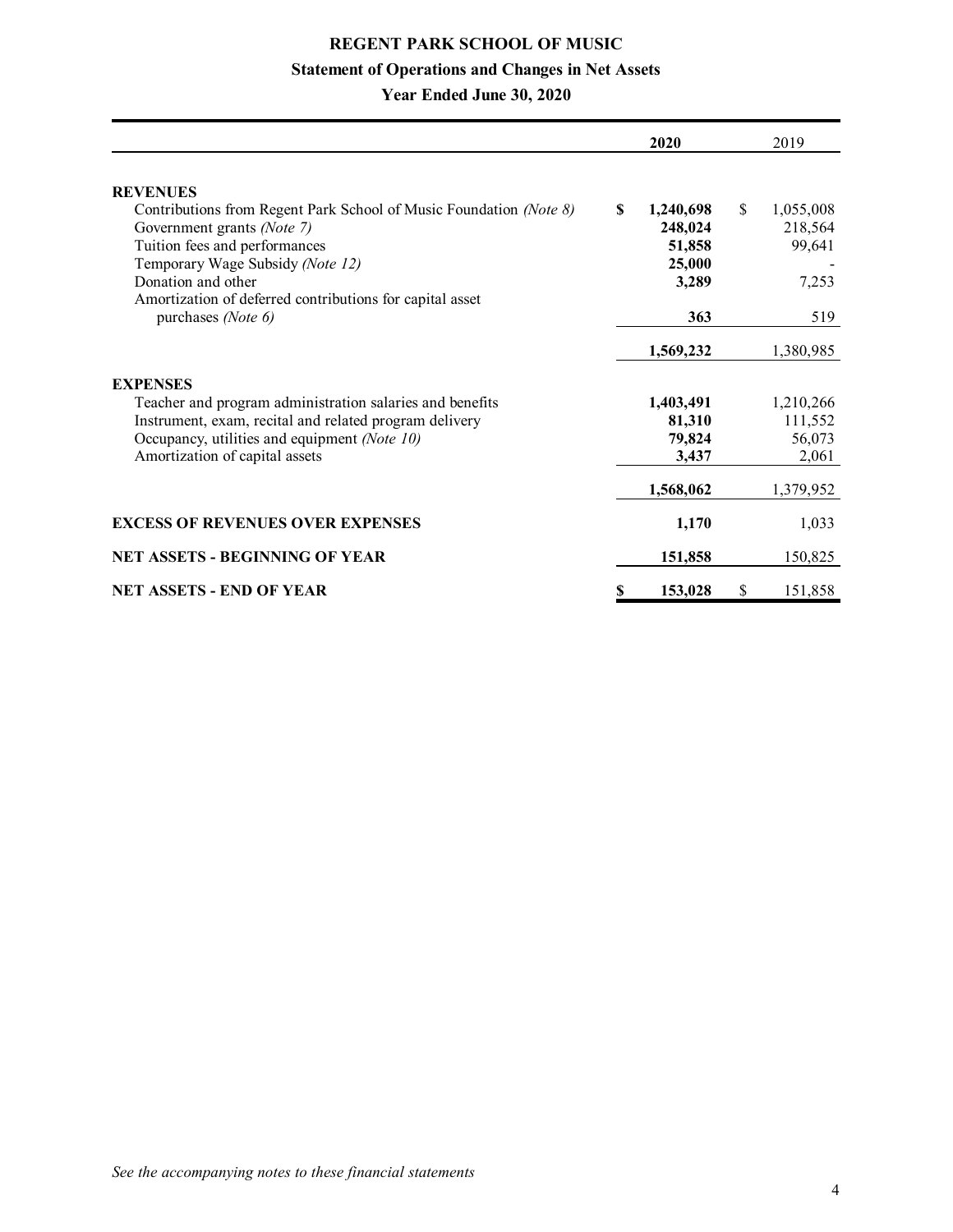# REGENT PARK SCHOOL OF MUSIC

## Statement of Operations and Changes in Net Assets

### Year Ended June 30, 2020

| | 2020 | 2019 |
|---|---|---|
| **REVENUES** | | |
| Contributions from Regent Park School of Music Foundation *(Note 8)* | **$ 1,240,698** | $ 1,055,008 |
| Government grants *(Note 7)* | **248,024** | 218,564 |
| Tuition fees and performances | **51,858** | 99,641 |
| Temporary Wage Subsidy *(Note 12)* | **25,000** | - |
| Donation and other | **3,289** | 7,253 |
| Amortization of deferred contributions for capital asset purchases *(Note 6)* | **363** | 519 |
| | **1,569,232** | 1,380,985 |
| **EXPENSES** | | |
| Teacher and program administration salaries and benefits | **1,403,491** | 1,210,266 |
| Instrument, exam, recital and related program delivery | **81,310** | 111,552 |
| Occupancy, utilities and equipment *(Note 10)* | **79,824** | 56,073 |
| Amortization of capital assets | **3,437** | 2,061 |
| | **1,568,062** | 1,379,952 |
| **EXCESS OF REVENUES OVER EXPENSES** | **1,170** | 1,033 |
| **NET ASSETS - BEGINNING OF YEAR** | **151,858** | 150,825 |
| **NET ASSETS - END OF YEAR** | **$ 153,028** | $ 151,858 |

*See the accompanying notes to these financial statements*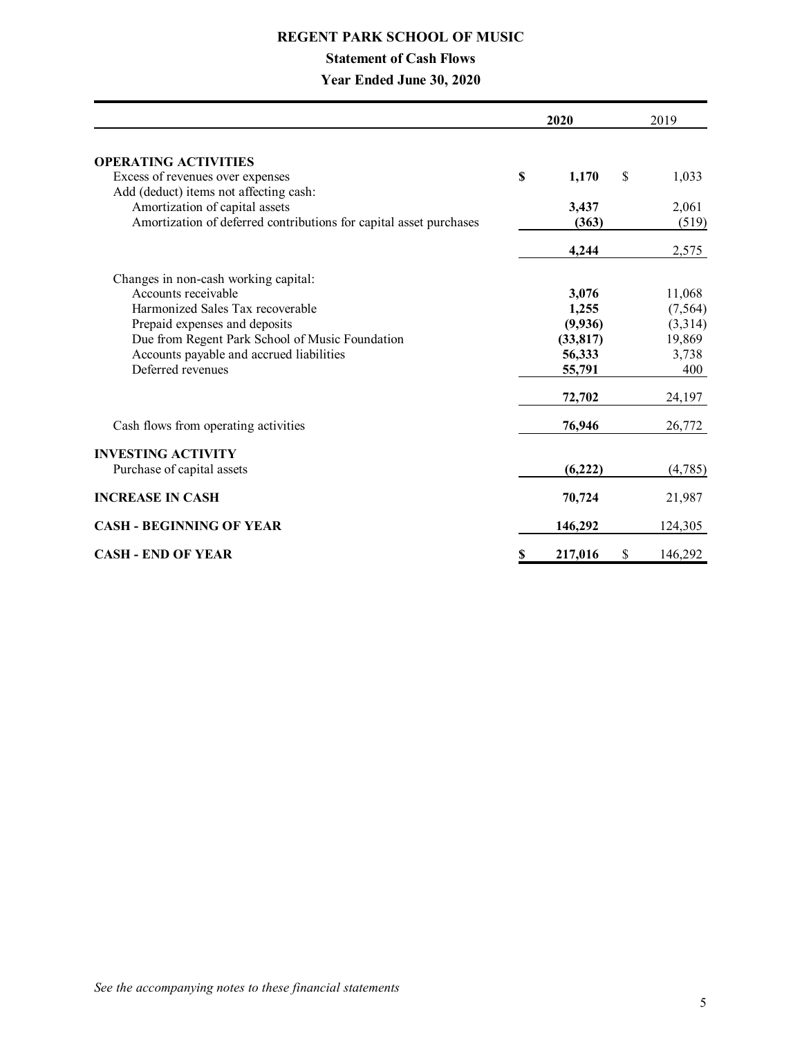# REGENT PARK SCHOOL OF MUSIC

## Statement of Cash Flows

### Year Ended June 30, 2020

| | 2020 | 2019 |
|---|---|---|
| **OPERATING ACTIVITIES** | | |
| Excess of revenues over expenses | $ 1,170 | $ 1,033 |
| Add (deduct) items not affecting cash: | | |
| Amortization of capital assets | 3,437 | 2,061 |
| Amortization of deferred contributions for capital asset purchases | (363) | (519) |
| | 4,244 | 2,575 |
| Changes in non-cash working capital: | | |
| Accounts receivable | 3,076 | 11,068 |
| Harmonized Sales Tax recoverable | 1,255 | (7,564) |
| Prepaid expenses and deposits | (9,936) | (3,314) |
| Due from Regent Park School of Music Foundation | (33,817) | 19,869 |
| Accounts payable and accrued liabilities | 56,333 | 3,738 |
| Deferred revenues | 55,791 | 400 |
| | 72,702 | 24,197 |
| Cash flows from operating activities | 76,946 | 26,772 |
| **INVESTING ACTIVITY** | | |
| Purchase of capital assets | (6,222) | (4,785) |
| **INCREASE IN CASH** | 70,724 | 21,987 |
| **CASH - BEGINNING OF YEAR** | 146,292 | 124,305 |
| **CASH - END OF YEAR** | $ 217,016 | $ 146,292 |

*See the accompanying notes to these financial statements*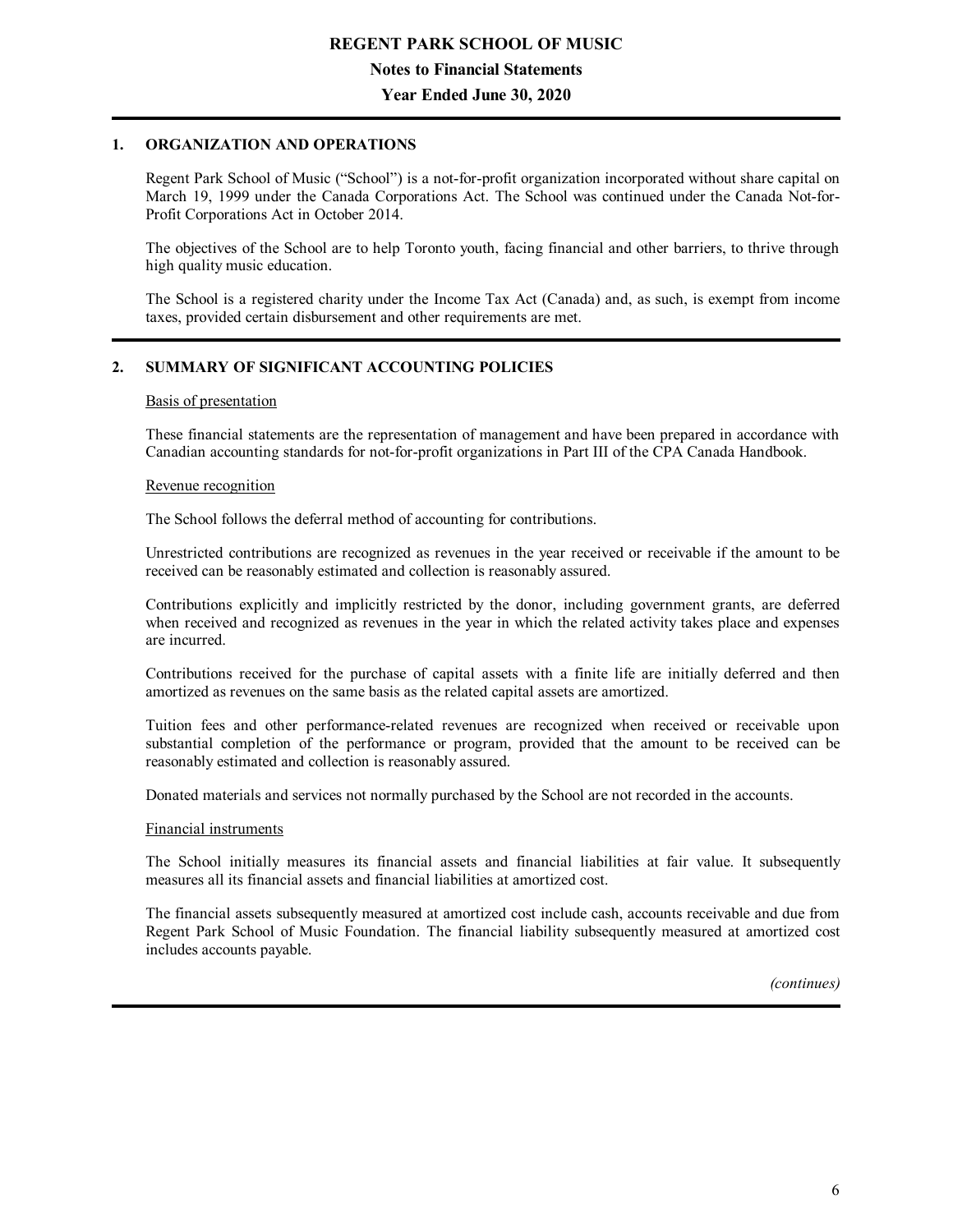# REGENT PARK SCHOOL OF MUSIC

## Notes to Financial Statements

## Year Ended June 30, 2020

### 1. ORGANIZATION AND OPERATIONS

Regent Park School of Music ("School") is a not-for-profit organization incorporated without share capital on March 19, 1999 under the Canada Corporations Act. The School was continued under the Canada Not-for-Profit Corporations Act in October 2014.

The objectives of the School are to help Toronto youth, facing financial and other barriers, to thrive through high quality music education.

The School is a registered charity under the Income Tax Act (Canada) and, as such, is exempt from income taxes, provided certain disbursement and other requirements are met.

### 2. SUMMARY OF SIGNIFICANT ACCOUNTING POLICIES

Basis of presentation

These financial statements are the representation of management and have been prepared in accordance with Canadian accounting standards for not-for-profit organizations in Part III of the CPA Canada Handbook.

Revenue recognition

The School follows the deferral method of accounting for contributions.

Unrestricted contributions are recognized as revenues in the year received or receivable if the amount to be received can be reasonably estimated and collection is reasonably assured.

Contributions explicitly and implicitly restricted by the donor, including government grants, are deferred when received and recognized as revenues in the year in which the related activity takes place and expenses are incurred.

Contributions received for the purchase of capital assets with a finite life are initially deferred and then amortized as revenues on the same basis as the related capital assets are amortized.

Tuition fees and other performance-related revenues are recognized when received or receivable upon substantial completion of the performance or program, provided that the amount to be received can be reasonably estimated and collection is reasonably assured.

Donated materials and services not normally purchased by the School are not recorded in the accounts.

Financial instruments

The School initially measures its financial assets and financial liabilities at fair value. It subsequently measures all its financial assets and financial liabilities at amortized cost.

The financial assets subsequently measured at amortized cost include cash, accounts receivable and due from Regent Park School of Music Foundation. The financial liability subsequently measured at amortized cost includes accounts payable.

*(continues)*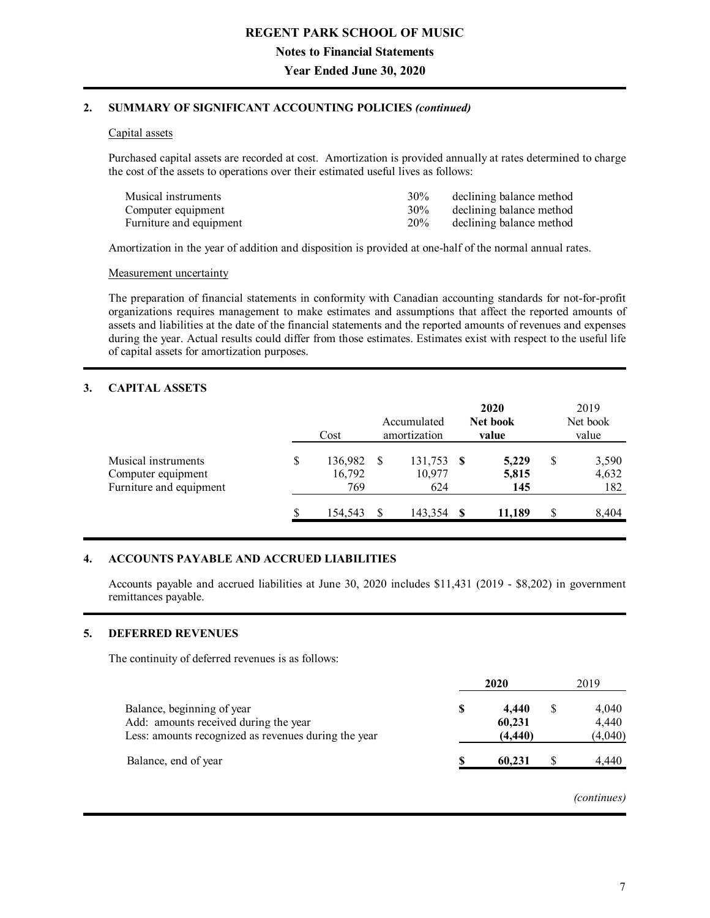## 2. SUMMARY OF SIGNIFICANT ACCOUNTING POLICIES *(continued)*

Capital assets

Purchased capital assets are recorded at cost. Amortization is provided annually at rates determined to charge the cost of the assets to operations over their estimated useful lives as follows:

| | | |
|---|---|---|
| Musical instruments | 30% | declining balance method |
| Computer equipment | 30% | declining balance method |
| Furniture and equipment | 20% | declining balance method |

Amortization in the year of addition and disposition is provided at one-half of the normal annual rates.

Measurement uncertainty

The preparation of financial statements in conformity with Canadian accounting standards for not-for-profit organizations requires management to make estimates and assumptions that affect the reported amounts of assets and liabilities at the date of the financial statements and the reported amounts of revenues and expenses during the year. Actual results could differ from those estimates. Estimates exist with respect to the useful life of capital assets for amortization purposes.

## 3. CAPITAL ASSETS

| | Cost | Accumulated amortization | **2020 Net book value** | 2019 Net book value |
|---|---|---|---|---|
| Musical instruments | $ 136,982 | $ 131,753 | **$ 5,229** | $ 3,590 |
| Computer equipment | 16,792 | 10,977 | **5,815** | 4,632 |
| Furniture and equipment | 769 | 624 | **145** | 182 |
| | $ 154,543 | $ 143,354 | **$ 11,189** | $ 8,404 |

## 4. ACCOUNTS PAYABLE AND ACCRUED LIABILITIES

Accounts payable and accrued liabilities at June 30, 2020 includes $11,431 (2019 - $8,202) in government remittances payable.

## 5. DEFERRED REVENUES

The continuity of deferred revenues is as follows:

| | **2020** | 2019 |
|---|---|---|
| Balance, beginning of year | **$ 4,440** | $ 4,040 |
| Add: amounts received during the year | **60,231** | 4,440 |
| Less: amounts recognized as revenues during the year | **(4,440)** | (4,040) |
| Balance, end of year | **$ 60,231** | $ 4,440 |

*(continues)*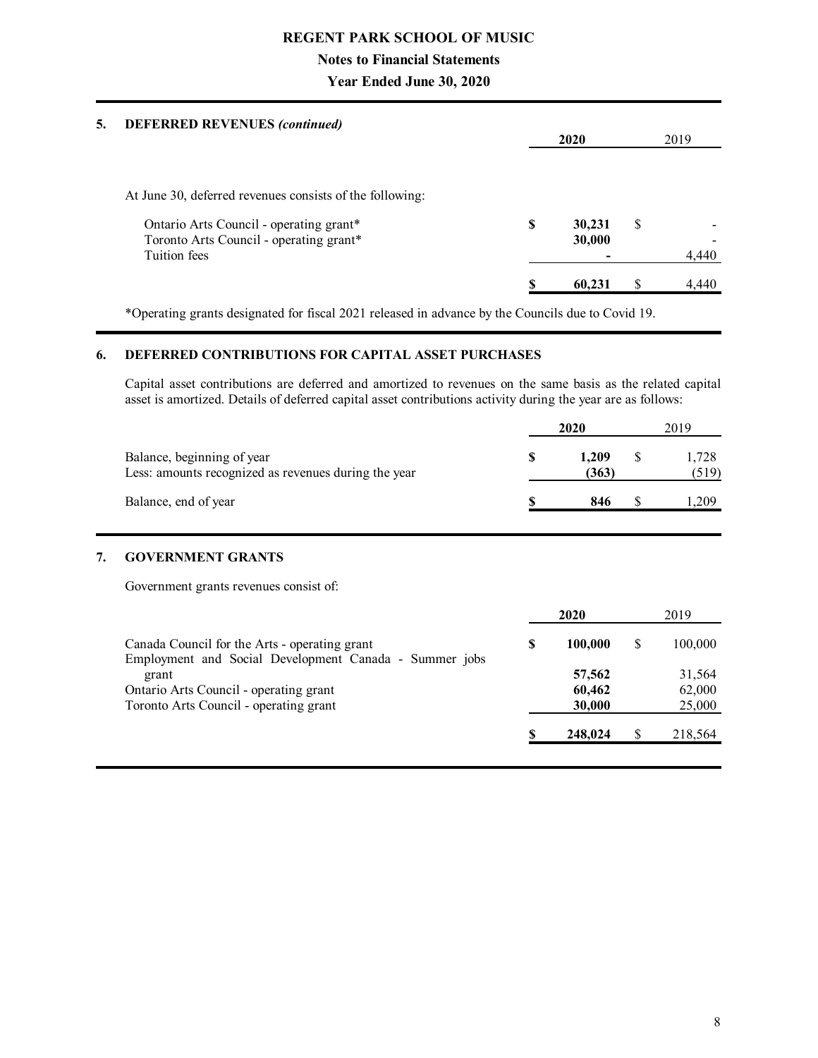## 5. DEFERRED REVENUES *(continued)*

| | 2020 | 2019 |
|---|---|---|
| At June 30, deferred revenues consists of the following: | | |
| Ontario Arts Council - operating grant* | $ 30,231 | $ - |
| Toronto Arts Council - operating grant* | 30,000 | - |
| Tuition fees | - | 4,440 |
| | $ 60,231 | $ 4,440 |

*Operating grants designated for fiscal 2021 released in advance by the Councils due to Covid 19.

## 6. DEFERRED CONTRIBUTIONS FOR CAPITAL ASSET PURCHASES

Capital asset contributions are deferred and amortized to revenues on the same basis as the related capital asset is amortized. Details of deferred capital asset contributions activity during the year are as follows:

| | 2020 | 2019 |
|---|---|---|
| Balance, beginning of year | $ 1,209 | $ 1,728 |
| Less: amounts recognized as revenues during the year | (363) | (519) |
| Balance, end of year | $ 846 | $ 1,209 |

## 7. GOVERNMENT GRANTS

Government grants revenues consist of:

| | 2020 | 2019 |
|---|---|---|
| Canada Council for the Arts - operating grant | $ 100,000 | $ 100,000 |
| Employment and Social Development Canada - Summer jobs grant | 57,562 | 31,564 |
| Ontario Arts Council - operating grant | 60,462 | 62,000 |
| Toronto Arts Council - operating grant | 30,000 | 25,000 |
| | $ 248,024 | $ 218,564 |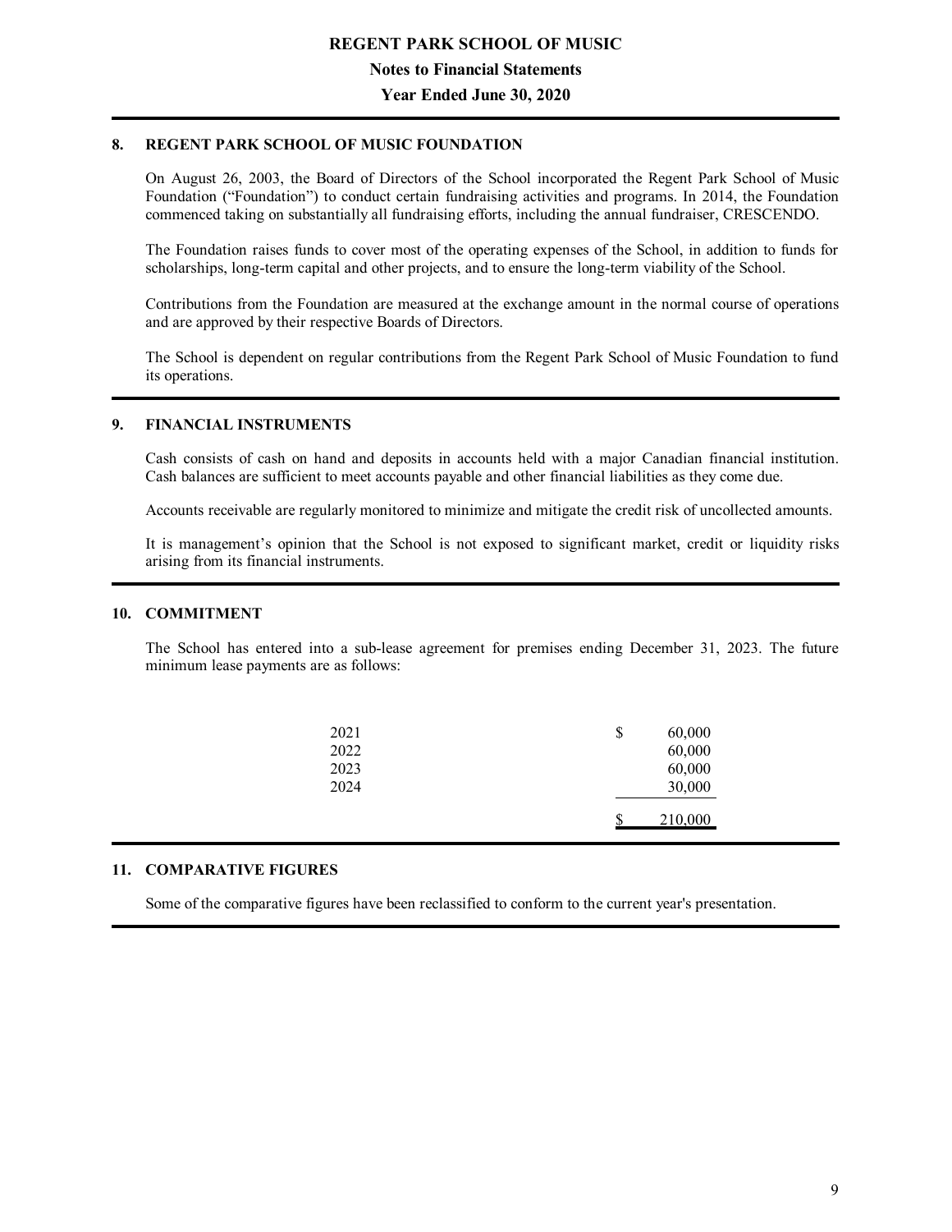# REGENT PARK SCHOOL OF MUSIC

## Notes to Financial Statements

## Year Ended June 30, 2020

### 8. REGENT PARK SCHOOL OF MUSIC FOUNDATION

On August 26, 2003, the Board of Directors of the School incorporated the Regent Park School of Music Foundation ("Foundation") to conduct certain fundraising activities and programs. In 2014, the Foundation commenced taking on substantially all fundraising efforts, including the annual fundraiser, CRESCENDO.

The Foundation raises funds to cover most of the operating expenses of the School, in addition to funds for scholarships, long-term capital and other projects, and to ensure the long-term viability of the School.

Contributions from the Foundation are measured at the exchange amount in the normal course of operations and are approved by their respective Boards of Directors.

The School is dependent on regular contributions from the Regent Park School of Music Foundation to fund its operations.

### 9. FINANCIAL INSTRUMENTS

Cash consists of cash on hand and deposits in accounts held with a major Canadian financial institution. Cash balances are sufficient to meet accounts payable and other financial liabilities as they come due.

Accounts receivable are regularly monitored to minimize and mitigate the credit risk of uncollected amounts.

It is management's opinion that the School is not exposed to significant market, credit or liquidity risks arising from its financial instruments.

### 10. COMMITMENT

The School has entered into a sub-lease agreement for premises ending December 31, 2023. The future minimum lease payments are as follows:

| | |
|---|---|
| 2021 | $ 60,000 |
| 2022 | 60,000 |
| 2023 | 60,000 |
| 2024 | 30,000 |
| | $ 210,000 |

### 11. COMPARATIVE FIGURES

Some of the comparative figures have been reclassified to conform to the current year's presentation.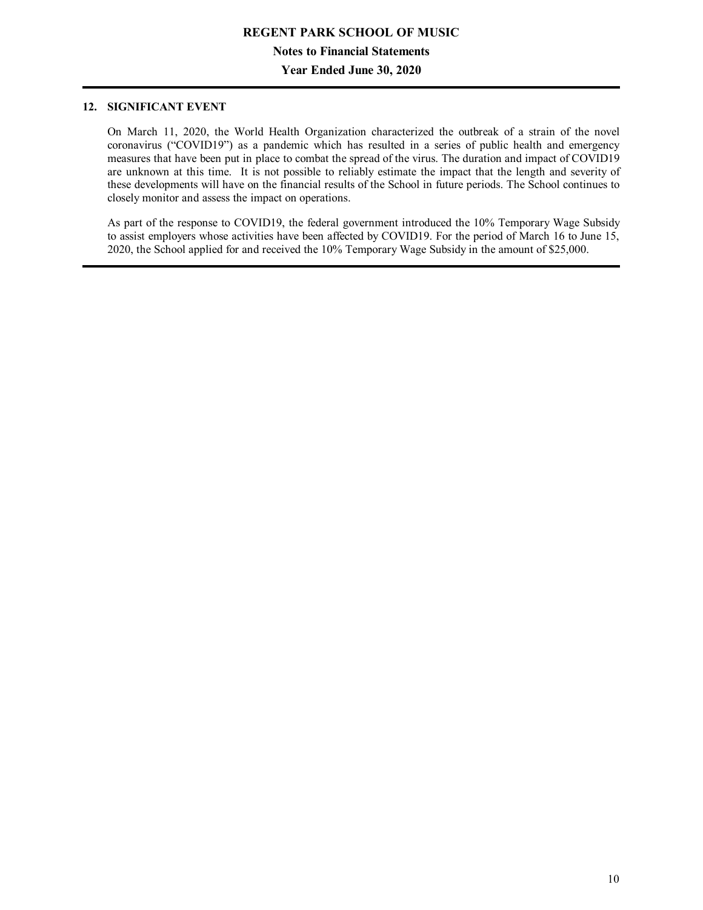## 12. SIGNIFICANT EVENT

On March 11, 2020, the World Health Organization characterized the outbreak of a strain of the novel coronavirus ("COVID19") as a pandemic which has resulted in a series of public health and emergency measures that have been put in place to combat the spread of the virus. The duration and impact of COVID19 are unknown at this time. It is not possible to reliably estimate the impact that the length and severity of these developments will have on the financial results of the School in future periods. The School continues to closely monitor and assess the impact on operations.

As part of the response to COVID19, the federal government introduced the 10% Temporary Wage Subsidy to assist employers whose activities have been affected by COVID19. For the period of March 16 to June 15, 2020, the School applied for and received the 10% Temporary Wage Subsidy in the amount of $25,000.